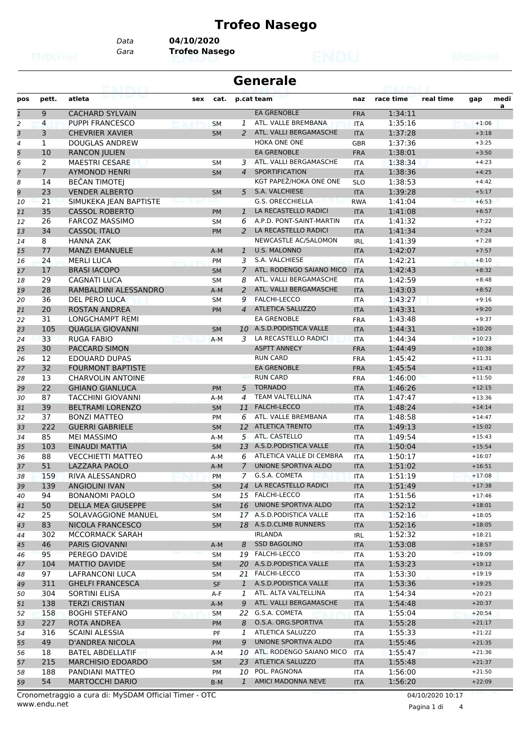# Trofeo Nasego

Data **04/10/2020**
Gara **Trofeo Nasego**

## Generale

| pos | pett. | atleta | sex | cat. | p.cat | team | naz | race time | real time | gap | media |
|---|---|---|---|---|---|---|---|---|---|---|---|
| 1 | 9 | CACHARD SYLVAIN | | | | EA GRENOBLE | FRA | 1:34:11 | | | |
| 2 | 4 | PUPPI FRANCESCO | | SM | 1 | ATL. VALLE BREMBANA | ITA | 1:35:16 | | +1:06 | |
| 3 | 3 | CHEVRIER XAVIER | | SM | 2 | ATL. VALLI BERGAMASCHE | ITA | 1:37:28 | | +3:18 | |
| 4 | 1 | DOUGLAS ANDREW | | | | HOKA ONE ONE | GBR | 1:37:36 | | +3:25 | |
| 5 | 10 | RANCON JULIEN | | | | EA GRENOBLE | FRA | 1:38:01 | | +3:50 | |
| 6 | 2 | MAESTRI CESARE | | SM | 3 | ATL. VALLI BERGAMASCHE | ITA | 1:38:34 | | +4:23 | |
| 7 | 7 | AYMONOD HENRI | | SM | 4 | SPORTIFICATION | ITA | 1:38:36 | | +4:25 | |
| 8 | 14 | BEČAN TIMOTEJ | | | | KGT PAPEŽ/HOKA ONE ONE | SLO | 1:38:53 | | +4:42 | |
| 9 | 23 | VENDER ALBERTO | | SM | 5 | S.A. VALCHIESE | ITA | 1:39:28 | | +5:17 | |
| 10 | 21 | SIMUKEKA JEAN BAPTISTE | | | | G.S. ORECCHIELLA | RWA | 1:41:04 | | +6:53 | |
| 11 | 35 | CASSOL ROBERTO | | PM | 1 | LA RECASTELLO RADICI | ITA | 1:41:08 | | +6:57 | |
| 12 | 26 | FARCOZ MASSIMO | | SM | 6 | A.P.D. PONT-SAINT-MARTIN | ITA | 1:41:32 | | +7:22 | |
| 13 | 34 | CASSOL ITALO | | PM | 2 | LA RECASTELLO RADICI | ITA | 1:41:34 | | +7:24 | |
| 14 | 8 | HANNA ZAK | | | | NEWCASTLE AC/SALOMON | IRL | 1:41:39 | | +7:28 | |
| 15 | 77 | MANZI EMANUELE | | A-M | 1 | U.S. MALONNO | ITA | 1:42:07 | | +7:57 | |
| 16 | 24 | MERLI LUCA | | PM | 3 | S.A. VALCHIESE | ITA | 1:42:21 | | +8:10 | |
| 17 | 17 | BRASI IACOPO | | SM | 7 | ATL. RODENGO SAIANO MICO | ITA | 1:42:43 | | +8:32 | |
| 18 | 29 | CAGNATI LUCA | | SM | 8 | ATL. VALLI BERGAMASCHE | ITA | 1:42:59 | | +8:48 | |
| 19 | 28 | RAMBALDINI ALESSANDRO | | A-M | 2 | ATL. VALLI BERGAMASCHE | ITA | 1:43:03 | | +8:52 | |
| 20 | 36 | DEL PERO LUCA | | SM | 9 | FALCHI-LECCO | ITA | 1:43:27 | | +9:16 | |
| 21 | 20 | ROSTAN ANDREA | | PM | 4 | ATLETICA SALUZZO | ITA | 1:43:31 | | +9:20 | |
| 22 | 31 | LONGCHAMPT REMI | | | | EA GRENOBLE | FRA | 1:43:48 | | +9:37 | |
| 23 | 105 | QUAGLIA GIOVANNI | | SM | 10 | A.S.D.PODISTICA VALLE | ITA | 1:44:31 | | +10:20 | |
| 24 | 33 | RUGA FABIO | | A-M | 3 | LA RECASTELLO RADICI | ITA | 1:44:34 | | +10:23 | |
| 25 | 30 | PACCARD SIMON | | | | ASPTT ANNECY | FRA | 1:44:49 | | +10:38 | |
| 26 | 12 | EDOUARD DUPAS | | | | RUN CARD | FRA | 1:45:42 | | +11:31 | |
| 27 | 32 | FOURMONT BAPTISTE | | | | EA GRENOBLE | FRA | 1:45:54 | | +11:43 | |
| 28 | 13 | CHARVOLIN ANTOINE | | | | RUN CARD | FRA | 1:46:00 | | +11:50 | |
| 29 | 22 | GHIANO GIANLUCA | | PM | 5 | TORNADO | ITA | 1:46:26 | | +12:15 | |
| 30 | 87 | TACCHINI GIOVANNI | | A-M | 4 | TEAM VALTELLINA | ITA | 1:47:47 | | +13:36 | |
| 31 | 39 | BELTRAMI LORENZO | | SM | 11 | FALCHI-LECCO | ITA | 1:48:24 | | +14:14 | |
| 32 | 37 | BONZI MATTEO | | PM | 6 | ATL. VALLE BREMBANA | ITA | 1:48:58 | | +14:47 | |
| 33 | 222 | GUERRI GABRIELE | | SM | 12 | ATLETICA TRENTO | ITA | 1:49:13 | | +15:02 | |
| 34 | 85 | MEI MASSIMO | | A-M | 5 | ATL. CASTELLO | ITA | 1:49:54 | | +15:43 | |
| 35 | 103 | EINAUDI MATTIA | | SM | 13 | A.S.D.PODISTICA VALLE | ITA | 1:50:04 | | +15:54 | |
| 36 | 88 | VECCHIETTI MATTEO | | A-M | 6 | ATLETICA VALLE DI CEMBRA | ITA | 1:50:17 | | +16:07 | |
| 37 | 51 | LAZZARA PAOLO | | A-M | 7 | UNIONE SPORTIVA ALDO | ITA | 1:51:02 | | +16:51 | |
| 38 | 159 | RIVA ALESSANDRO | | PM | 7 | G.S.A. COMETA | ITA | 1:51:19 | | +17:08 | |
| 39 | 139 | ANGIOLINI IVAN | | SM | 14 | LA RECASTELLO RADICI | ITA | 1:51:49 | | +17:38 | |
| 40 | 94 | BONANOMI PAOLO | | SM | 15 | FALCHI-LECCO | ITA | 1:51:56 | | +17:46 | |
| 41 | 50 | DELLA MEA GIUSEPPE | | SM | 16 | UNIONE SPORTIVA ALDO | ITA | 1:52:12 | | +18:01 | |
| 42 | 25 | SOLAVAGGIONE MANUEL | | SM | 17 | A.S.D.PODISTICA VALLE | ITA | 1:52:16 | | +18:05 | |
| 43 | 83 | NICOLA FRANCESCO | | SM | 18 | A.S.D.CLIMB RUNNERS | ITA | 1:52:16 | | +18:05 | |
| 44 | 302 | MCCORMACK SARAH | | | | IRLANDA | IRL | 1:52:32 | | +18:21 | |
| 45 | 46 | PARIS GIOVANNI | | A-M | 8 | SSD BAGOLINO | ITA | 1:53:08 | | +18:57 | |
| 46 | 95 | PEREGO DAVIDE | | SM | 19 | FALCHI-LECCO | ITA | 1:53:20 | | +19:09 | |
| 47 | 104 | MATTIO DAVIDE | | SM | 20 | A.S.D.PODISTICA VALLE | ITA | 1:53:23 | | +19:12 | |
| 48 | 97 | LAFRANCONI LUCA | | SM | 21 | FALCHI-LECCO | ITA | 1:53:30 | | +19:19 | |
| 49 | 311 | GHELFI FRANCESCA | | SF | 1 | A.S.D.PODISTICA VALLE | ITA | 1:53:36 | | +19:25 | |
| 50 | 304 | SORTINI ELISA | | A-F | 1 | ATL. ALTA VALTELLINA | ITA | 1:54:34 | | +20:23 | |
| 51 | 138 | TERZI CRISTIAN | | A-M | 9 | ATL. VALLI BERGAMASCHE | ITA | 1:54:48 | | +20:37 | |
| 52 | 158 | BOGHI STEFANO | | SM | 22 | G.S.A. COMETA | ITA | 1:55:04 | | +20:54 | |
| 53 | 227 | ROTA ANDREA | | PM | 8 | O.S.A. ORG.SPORTIVA | ITA | 1:55:28 | | +21:17 | |
| 54 | 316 | SCAINI ALESSIA | | PF | 1 | ATLETICA SALUZZO | ITA | 1:55:33 | | +21:22 | |
| 55 | 49 | D'ANDREA NICOLA | | PM | 9 | UNIONE SPORTIVA ALDO | ITA | 1:55:46 | | +21:35 | |
| 56 | 18 | BATEL ABDELLATIF | | A-M | 10 | ATL. RODENGO SAIANO MICO | ITA | 1:55:47 | | +21:36 | |
| 57 | 215 | MARCHISIO EDOARDO | | SM | 23 | ATLETICA SALUZZO | ITA | 1:55:48 | | +21:37 | |
| 58 | 188 | PANDIANI MATTEO | | PM | 10 | POL. PAGNONA | ITA | 1:56:00 | | +21:50 | |
| 59 | 54 | MARTOCCHI DARIO | | B-M | 1 | AMICI MADONNA NEVE | ITA | 1:56:20 | | +22:09 | |

Cronometraggio a cura di: MySDAM Official Timer - OTC
www.endu.net

04/10/2020 10:17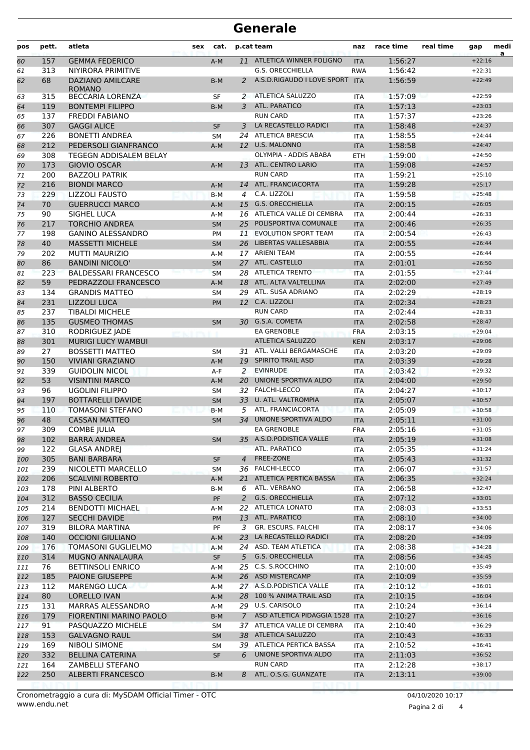# Generale

| pos | pett. | atleta | sex | cat. | p.cat | team | naz | race time | real time | gap | media |
|---|---|---|---|---|---|---|---|---|---|---|---|
| 60 | 157 | GEMMA FEDERICO | | A-M | 11 | ATLETICA WINNER FOLIGNO | ITA | 1:56:27 | | +22:16 | |
| 61 | 313 | NIYIRORA PRIMITIVE | | | | G.S. ORECCHIELLA | RWA | 1:56:42 | | +22:31 | |
| 62 | 68 | DAZIANO AMILCARE ROMANO | | B-M | 2 | A.S.D.RIGAUDO I LOVE SPORT | ITA | 1:56:59 | | +22:49 | |
| 63 | 315 | BECCARIA LORENZA | | SF | 2 | ATLETICA SALUZZO | ITA | 1:57:09 | | +22:59 | |
| 64 | 119 | BONTEMPI FILIPPO | | B-M | 3 | ATL. PARATICO | ITA | 1:57:13 | | +23:03 | |
| 65 | 137 | FREDDI FABIANO | | | | RUN CARD | ITA | 1:57:37 | | +23:26 | |
| 66 | 307 | GAGGI ALICE | | SF | 3 | LA RECASTELLO RADICI | ITA | 1:58:48 | | +24:37 | |
| 67 | 226 | BONETTI ANDREA | | SM | 24 | ATLETICA BRESCIA | ITA | 1:58:55 | | +24:44 | |
| 68 | 212 | PEDERSOLI GIANFRANCO | | A-M | 12 | U.S. MALONNO | ITA | 1:58:58 | | +24:47 | |
| 69 | 308 | TEGEGN ADDISALEM BELAY | | | | OLYMPIA - ADDIS ABABA | ETH | 1:59:00 | | +24:50 | |
| 70 | 173 | GIOVIO OSCAR | | A-M | 13 | ATL. CENTRO LARIO | ITA | 1:59:08 | | +24:57 | |
| 71 | 200 | BAZZOLI PATRIK | | | | RUN CARD | ITA | 1:59:21 | | +25:10 | |
| 72 | 216 | BIONDI MARCO | | A-M | 14 | ATL. FRANCIACORTA | ITA | 1:59:28 | | +25:17 | |
| 73 | 229 | LIZZOLI FAUSTO | | B-M | 4 | C.A. LIZZOLI | ITA | 1:59:58 | | +25:48 | |
| 74 | 70 | GUERRUCCI MARCO | | A-M | 15 | G.S. ORECCHIELLA | ITA | 2:00:15 | | +26:05 | |
| 75 | 90 | SIGHEL LUCA | | A-M | 16 | ATLETICA VALLE DI CEMBRA | ITA | 2:00:44 | | +26:33 | |
| 76 | 217 | TORCHIO ANDREA | | SM | 25 | POLISPORTIVA COMUNALE | ITA | 2:00:46 | | +26:35 | |
| 77 | 198 | GANINO ALESSANDRO | | PM | 11 | EVOLUTION SPORT TEAM | ITA | 2:00:54 | | +26:43 | |
| 78 | 40 | MASSETTI MICHELE | | SM | 26 | LIBERTAS VALLESABBIA | ITA | 2:00:55 | | +26:44 | |
| 79 | 202 | MUTTI MAURIZIO | | A-M | 17 | ARIENI TEAM | ITA | 2:00:55 | | +26:44 | |
| 80 | 86 | BANDINI NICOLO' | | SM | 27 | ATL. CASTELLO | ITA | 2:01:01 | | +26:50 | |
| 81 | 223 | BALDESSARI FRANCESCO | | SM | 28 | ATLETICA TRENTO | ITA | 2:01:55 | | +27:44 | |
| 82 | 59 | PEDRAZZOLI FRANCESCO | | A-M | 18 | ATL. ALTA VALTELLINA | ITA | 2:02:00 | | +27:49 | |
| 83 | 134 | GRANDIS MATTEO | | SM | 29 | ATL. SUSA ADRIANO | ITA | 2:02:29 | | +28:19 | |
| 84 | 231 | LIZZOLI LUCA | | PM | 12 | C.A. LIZZOLI | ITA | 2:02:34 | | +28:23 | |
| 85 | 237 | TIBALDI MICHELE | | | | RUN CARD | ITA | 2:02:44 | | +28:33 | |
| 86 | 135 | GUSMEO THOMAS | | SM | 30 | G.S.A. COMETA | ITA | 2:02:58 | | +28:47 | |
| 87 | 310 | RODRIGUEZ JADE | | | | EA GRENOBLE | FRA | 2:03:15 | | +29:04 | |
| 88 | 301 | MURIGI LUCY WAMBUI | | | | ATLETICA SALUZZO | KEN | 2:03:17 | | +29:06 | |
| 89 | 27 | BOSSETTI MATTEO | | SM | 31 | ATL. VALLI BERGAMASCHE | ITA | 2:03:20 | | +29:09 | |
| 90 | 150 | VIVIANI GRAZIANO | | A-M | 19 | SPIRITO TRAIL ASD | ITA | 2:03:39 | | +29:28 | |
| 91 | 339 | GUIDOLIN NICOL | | A-F | 2 | EVINRUDE | ITA | 2:03:42 | | +29:32 | |
| 92 | 53 | VISINTINI MARCO | | A-M | 20 | UNIONE SPORTIVA ALDO | ITA | 2:04:00 | | +29:50 | |
| 93 | 96 | UGOLINI FILIPPO | | SM | 32 | FALCHI-LECCO | ITA | 2:04:27 | | +30:17 | |
| 94 | 197 | BOTTARELLI DAVIDE | | SM | 33 | U. ATL. VALTROMPIA | ITA | 2:05:07 | | +30:57 | |
| 95 | 110 | TOMASONI STEFANO | | B-M | 5 | ATL. FRANCIACORTA | ITA | 2:05:09 | | +30:58 | |
| 96 | 48 | CASSAN MATTEO | | SM | 34 | UNIONE SPORTIVA ALDO | ITA | 2:05:11 | | +31:00 | |
| 97 | 309 | COMBE JULIA | | | | EA GRENOBLE | FRA | 2:05:16 | | +31:05 | |
| 98 | 102 | BARRA ANDREA | | SM | 35 | A.S.D.PODISTICA VALLE | ITA | 2:05:19 | | +31:08 | |
| 99 | 122 | GLASA ANDREJ | | | | ATL. PARATICO | ITA | 2:05:35 | | +31:24 | |
| 100 | 305 | BANI BARBARA | | SF | 4 | FREE-ZONE | ITA | 2:05:43 | | +31:32 | |
| 101 | 239 | NICOLETTI MARCELLO | | SM | 36 | FALCHI-LECCO | ITA | 2:06:07 | | +31:57 | |
| 102 | 206 | SCALVINI ROBERTO | | A-M | 21 | ATLETICA PERTICA BASSA | ITA | 2:06:35 | | +32:24 | |
| 103 | 178 | PINI ALBERTO | | B-M | 6 | ATL. VERBANO | ITA | 2:06:58 | | +32:47 | |
| 104 | 312 | BASSO CECILIA | | PF | 2 | G.S. ORECCHIELLA | ITA | 2:07:12 | | +33:01 | |
| 105 | 214 | BENDOTTI MICHAEL | | A-M | 22 | ATLETICA LONATO | ITA | 2:08:03 | | +33:53 | |
| 106 | 127 | SECCHI DAVIDE | | PM | 13 | ATL. PARATICO | ITA | 2:08:10 | | +34:00 | |
| 107 | 319 | BILORA MARTINA | | PF | 3 | GR. ESCURS. FALCHI | ITA | 2:08:17 | | +34:06 | |
| 108 | 140 | OCCIONI GIULIANO | | A-M | 23 | LA RECASTELLO RADICI | ITA | 2:08:20 | | +34:09 | |
| 109 | 176 | TOMASONI GUGLIELMO | | A-M | 24 | ASD. TEAM ATLETICA | ITA | 2:08:38 | | +34:28 | |
| 110 | 314 | MUGNO ANNALAURA | | SF | 5 | G.S. ORECCHIELLA | ITA | 2:08:56 | | +34:45 | |
| 111 | 76 | BETTINSOLI ENRICO | | A-M | 25 | C.S. S.ROCCHINO | ITA | 2:10:00 | | +35:49 | |
| 112 | 185 | PAIONE GIUSEPPE | | A-M | 26 | ASD MISTERCAMP | ITA | 2:10:09 | | +35:59 | |
| 113 | 112 | MARENGO LUCA | | A-M | 27 | A.S.D.PODISTICA VALLE | ITA | 2:10:12 | | +36:01 | |
| 114 | 80 | LORELLO IVAN | | A-M | 28 | 100 % ANIMA TRAIL ASD | ITA | 2:10:15 | | +36:04 | |
| 115 | 131 | MARRAS ALESSANDRO | | A-M | 29 | U.S. CARISOLO | ITA | 2:10:24 | | +36:14 | |
| 116 | 179 | FIORENTINI MARINO PAOLO | | B-M | 7 | ASD ATLETICA PIDAGGIA 1528 | ITA | 2:10:27 | | +36:16 | |
| 117 | 91 | PASQUAZZO MICHELE | | SM | 37 | ATLETICA VALLE DI CEMBRA | ITA | 2:10:40 | | +36:29 | |
| 118 | 153 | GALVAGNO RAUL | | SM | 38 | ATLETICA SALUZZO | ITA | 2:10:43 | | +36:33 | |
| 119 | 169 | NIBOLI SIMONE | | SM | 39 | ATLETICA PERTICA BASSA | ITA | 2:10:52 | | +36:41 | |
| 120 | 332 | BELLINA CATERINA | | SF | 6 | UNIONE SPORTIVA ALDO | ITA | 2:11:03 | | +36:52 | |
| 121 | 164 | ZAMBELLI STEFANO | | | | RUN CARD | ITA | 2:12:28 | | +38:17 | |
| 122 | 250 | ALBERTI FRANCESCO | | B-M | 8 | ATL. O.S.G. GUANZATE | ITA | 2:13:11 | | +39:00 | |

Cronometraggio a cura di: MySDAM Official Timer - OTC
www.endu.net

04/10/2020 10:17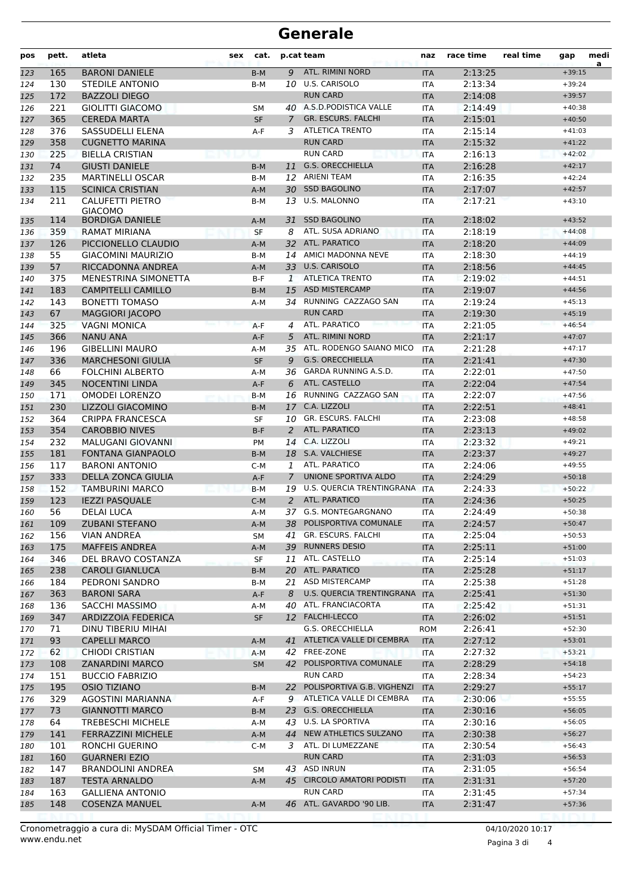# Generale

| pos | pett. | atleta | sex | cat. | p.cat | team | naz | race time | real time | gap | media |
|---|---|---|---|---|---|---|---|---|---|---|---|
| 123 | 165 | BARONI DANIELE | | B-M | 9 | ATL. RIMINI NORD | ITA | 2:13:25 | | +39:15 | |
| 124 | 130 | STEDILE ANTONIO | | B-M | 10 | U.S. CARISOLO | ITA | 2:13:34 | | +39:24 | |
| 125 | 172 | BAZZOLI DIEGO | | | | RUN CARD | ITA | 2:14:08 | | +39:57 | |
| 126 | 221 | GIOLITTI GIACOMO | | SM | 40 | A.S.D.PODISTICA VALLE | ITA | 2:14:49 | | +40:38 | |
| 127 | 365 | CEREDA MARTA | | SF | 7 | GR. ESCURS. FALCHI | ITA | 2:15:01 | | +40:50 | |
| 128 | 376 | SASSUDELLI ELENA | | A-F | 3 | ATLETICA TRENTO | ITA | 2:15:14 | | +41:03 | |
| 129 | 358 | CUGNETTO MARINA | | | | RUN CARD | ITA | 2:15:32 | | +41:22 | |
| 130 | 225 | BIELLA CRISTIAN | | | | RUN CARD | ITA | 2:16:13 | | +42:02 | |
| 131 | 74 | GIUSTI DANIELE | | B-M | 11 | G.S. ORECCHIELLA | ITA | 2:16:28 | | +42:17 | |
| 132 | 235 | MARTINELLI OSCAR | | B-M | 12 | ARIENI TEAM | ITA | 2:16:35 | | +42:24 | |
| 133 | 115 | SCINICA CRISTIAN | | A-M | 30 | SSD BAGOLINO | ITA | 2:17:07 | | +42:57 | |
| 134 | 211 | CALUFETTI PIETRO GIACOMO | | B-M | 13 | U.S. MALONNO | ITA | 2:17:21 | | +43:10 | |
| 135 | 114 | BORDIGA DANIELE | | A-M | 31 | SSD BAGOLINO | ITA | 2:18:02 | | +43:52 | |
| 136 | 359 | RAMAT MIRIANA | | SF | 8 | ATL. SUSA ADRIANO | ITA | 2:18:19 | | +44:08 | |
| 137 | 126 | PICCIONELLO CLAUDIO | | A-M | 32 | ATL. PARATICO | ITA | 2:18:20 | | +44:09 | |
| 138 | 55 | GIACOMINI MAURIZIO | | B-M | 14 | AMICI MADONNA NEVE | ITA | 2:18:30 | | +44:19 | |
| 139 | 57 | RICCADONNA ANDREA | | A-M | 33 | U.S. CARISOLO | ITA | 2:18:56 | | +44:45 | |
| 140 | 375 | MENESTRINA SIMONETTA | | B-F | 1 | ATLETICA TRENTO | ITA | 2:19:02 | | +44:51 | |
| 141 | 183 | CAMPITELLI CAMILLO | | B-M | 15 | ASD MISTERCAMP | ITA | 2:19:07 | | +44:56 | |
| 142 | 143 | BONETTI TOMASO | | A-M | 34 | RUNNING CAZZAGO SAN | ITA | 2:19:24 | | +45:13 | |
| 143 | 67 | MAGGIORI JACOPO | | | | RUN CARD | ITA | 2:19:30 | | +45:19 | |
| 144 | 325 | VAGNI MONICA | | A-F | 4 | ATL. PARATICO | ITA | 2:21:05 | | +46:54 | |
| 145 | 366 | NANU ANA | | A-F | 5 | ATL. RIMINI NORD | ITA | 2:21:17 | | +47:07 | |
| 146 | 196 | GIBELLINI MAURO | | A-M | 35 | ATL. RODENGO SAIANO MICO | ITA | 2:21:28 | | +47:17 | |
| 147 | 336 | MARCHESONI GIULIA | | SF | 9 | G.S. ORECCHIELLA | ITA | 2:21:41 | | +47:30 | |
| 148 | 66 | FOLCHINI ALBERTO | | A-M | 36 | GARDA RUNNING A.S.D. | ITA | 2:22:01 | | +47:50 | |
| 149 | 345 | NOCENTINI LINDA | | A-F | 6 | ATL. CASTELLO | ITA | 2:22:04 | | +47:54 | |
| 150 | 171 | OMODEI LORENZO | | B-M | 16 | RUNNING CAZZAGO SAN | ITA | 2:22:07 | | +47:56 | |
| 151 | 230 | LIZZOLI GIACOMINO | | B-M | 17 | C.A. LIZZOLI | ITA | 2:22:51 | | +48:41 | |
| 152 | 364 | CRIPPA FRANCESCA | | SF | 10 | GR. ESCURS. FALCHI | ITA | 2:23:08 | | +48:58 | |
| 153 | 354 | CAROBBIO NIVES | | B-F | 2 | ATL. PARATICO | ITA | 2:23:13 | | +49:02 | |
| 154 | 232 | MALUGANI GIOVANNI | | PM | 14 | C.A. LIZZOLI | ITA | 2:23:32 | | +49:21 | |
| 155 | 181 | FONTANA GIANPAOLO | | B-M | 18 | S.A. VALCHIESE | ITA | 2:23:37 | | +49:27 | |
| 156 | 117 | BARONI ANTONIO | | C-M | 1 | ATL. PARATICO | ITA | 2:24:06 | | +49:55 | |
| 157 | 333 | DELLA ZONCA GIULIA | | A-F | 7 | UNIONE SPORTIVA ALDO | ITA | 2:24:29 | | +50:18 | |
| 158 | 152 | TAMBURINI MARCO | | B-M | 19 | U.S. QUERCIA TRENTINGRANA | ITA | 2:24:33 | | +50:22 | |
| 159 | 123 | IEZZI PASQUALE | | C-M | 2 | ATL. PARATICO | ITA | 2:24:36 | | +50:25 | |
| 160 | 56 | DELAI LUCA | | A-M | 37 | G.S. MONTEGARGNANO | ITA | 2:24:49 | | +50:38 | |
| 161 | 109 | ZUBANI STEFANO | | A-M | 38 | POLISPORTIVA COMUNALE | ITA | 2:24:57 | | +50:47 | |
| 162 | 156 | VIAN ANDREA | | SM | 41 | GR. ESCURS. FALCHI | ITA | 2:25:04 | | +50:53 | |
| 163 | 175 | MAFFEIS ANDREA | | A-M | 39 | RUNNERS DESIO | ITA | 2:25:11 | | +51:00 | |
| 164 | 346 | DEL BRAVO COSTANZA | | SF | 11 | ATL. CASTELLO | ITA | 2:25:14 | | +51:03 | |
| 165 | 238 | CAROLI GIANLUCA | | B-M | 20 | ATL. PARATICO | ITA | 2:25:28 | | +51:17 | |
| 166 | 184 | PEDRONI SANDRO | | B-M | 21 | ASD MISTERCAMP | ITA | 2:25:38 | | +51:28 | |
| 167 | 363 | BARONI SARA | | A-F | 8 | U.S. QUERCIA TRENTINGRANA | ITA | 2:25:41 | | +51:30 | |
| 168 | 136 | SACCHI MASSIMO | | A-M | 40 | ATL. FRANCIACORTA | ITA | 2:25:42 | | +51:31 | |
| 169 | 347 | ARDIZZOIA FEDERICA | | SF | 12 | FALCHI-LECCO | ITA | 2:26:02 | | +51:51 | |
| 170 | 71 | DINU TIBERIU MIHAI | | | | G.S. ORECCHIELLA | ROM | 2:26:41 | | +52:30 | |
| 171 | 93 | CAPELLI MARCO | | A-M | 41 | ATLETICA VALLE DI CEMBRA | ITA | 2:27:12 | | +53:01 | |
| 172 | 62 | CHIODI CRISTIAN | | A-M | 42 | FREE-ZONE | ITA | 2:27:32 | | +53:21 | |
| 173 | 108 | ZANARDINI MARCO | | SM | 42 | POLISPORTIVA COMUNALE | ITA | 2:28:29 | | +54:18 | |
| 174 | 151 | BUCCIO FABRIZIO | | | | RUN CARD | ITA | 2:28:34 | | +54:23 | |
| 175 | 195 | OSIO TIZIANO | | B-M | 22 | POLISPORTIVA G.B. VIGHENZI | ITA | 2:29:27 | | +55:17 | |
| 176 | 329 | AGOSTINI MARIANNA | | A-F | 9 | ATLETICA VALLE DI CEMBRA | ITA | 2:30:06 | | +55:55 | |
| 177 | 73 | GIANNOTTI MARCO | | B-M | 23 | G.S. ORECCHIELLA | ITA | 2:30:16 | | +56:05 | |
| 178 | 64 | TREBESCHI MICHELE | | A-M | 43 | U.S. LA SPORTIVA | ITA | 2:30:16 | | +56:05 | |
| 179 | 141 | FERRAZZINI MICHELE | | A-M | 44 | NEW ATHLETICS SULZANO | ITA | 2:30:38 | | +56:27 | |
| 180 | 101 | RONCHI GUERINO | | C-M | 3 | ATL. DI LUMEZZANE | ITA | 2:30:54 | | +56:43 | |
| 181 | 160 | GUARNERI EZIO | | | | RUN CARD | ITA | 2:31:03 | | +56:53 | |
| 182 | 147 | BRANDOLINI ANDREA | | SM | 43 | ASD INRUN | ITA | 2:31:05 | | +56:54 | |
| 183 | 187 | TESTA ARNALDO | | A-M | 45 | CIRCOLO AMATORI PODISTI | ITA | 2:31:31 | | +57:20 | |
| 184 | 163 | GALLIENA ANTONIO | | | | RUN CARD | ITA | 2:31:45 | | +57:34 | |
| 185 | 148 | COSENZA MANUEL | | A-M | 46 | ATL. GAVARDO '90 LIB. | ITA | 2:31:47 | | +57:36 | |

Cronometraggio a cura di: MySDAM Official Timer - OTC
www.endu.net

04/10/2020 10:17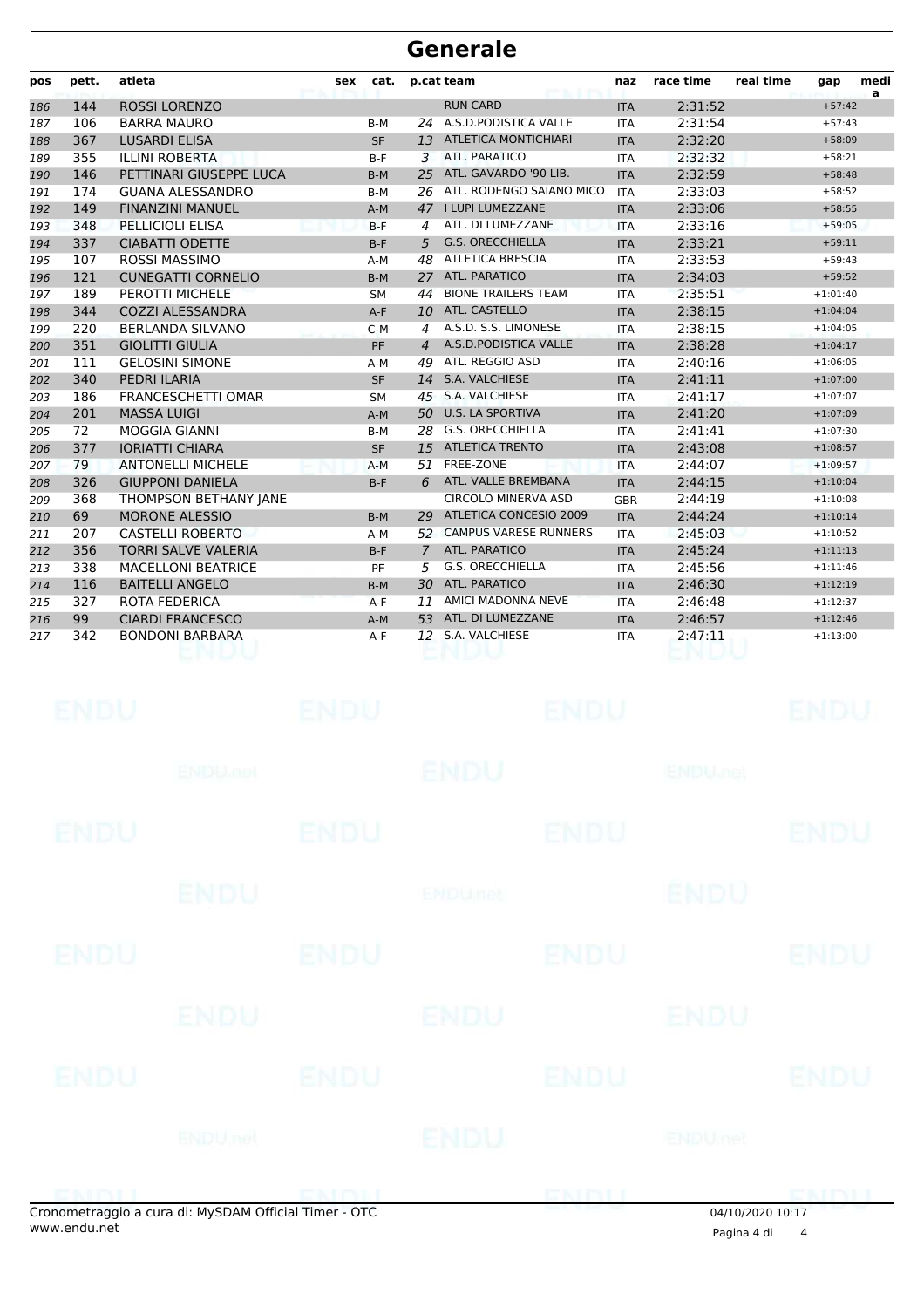# Generale

| pos | pett. | atleta | sex | cat. | p.cat | team | naz | race time | real time | gap | media |
|---|---|---|---|---|---|---|---|---|---|---|---|
| 186 | 144 | ROSSI LORENZO | | | | RUN CARD | ITA | 2:31:52 | | +57:42 | |
| 187 | 106 | BARRA MAURO | | B-M | 24 | A.S.D.PODISTICA VALLE | ITA | 2:31:54 | | +57:43 | |
| 188 | 367 | LUSARDI ELISA | | SF | 13 | ATLETICA MONTICHIARI | ITA | 2:32:20 | | +58:09 | |
| 189 | 355 | ILLINI ROBERTA | | B-F | 3 | ATL. PARATICO | ITA | 2:32:32 | | +58:21 | |
| 190 | 146 | PETTINARI GIUSEPPE LUCA | | B-M | 25 | ATL. GAVARDO '90 LIB. | ITA | 2:32:59 | | +58:48 | |
| 191 | 174 | GUANA ALESSANDRO | | B-M | 26 | ATL. RODENGO SAIANO MICO | ITA | 2:33:03 | | +58:52 | |
| 192 | 149 | FINANZINI MANUEL | | A-M | 47 | I LUPI LUMEZZANE | ITA | 2:33:06 | | +58:55 | |
| 193 | 348 | PELLICIOLI ELISA | | B-F | 4 | ATL. DI LUMEZZANE | ITA | 2:33:16 | | +59:05 | |
| 194 | 337 | CIABATTI ODETTE | | B-F | 5 | G.S. ORECCHIELLA | ITA | 2:33:21 | | +59:11 | |
| 195 | 107 | ROSSI MASSIMO | | A-M | 48 | ATLETICA BRESCIA | ITA | 2:33:53 | | +59:43 | |
| 196 | 121 | CUNEGATTI CORNELIO | | B-M | 27 | ATL. PARATICO | ITA | 2:34:03 | | +59:52 | |
| 197 | 189 | PEROTTI MICHELE | | SM | 44 | BIONE TRAILERS TEAM | ITA | 2:35:51 | | +1:01:40 | |
| 198 | 344 | COZZI ALESSANDRA | | A-F | 10 | ATL. CASTELLO | ITA | 2:38:15 | | +1:04:04 | |
| 199 | 220 | BERLANDA SILVANO | | C-M | 4 | A.S.D. S.S. LIMONESE | ITA | 2:38:15 | | +1:04:05 | |
| 200 | 351 | GIOLITTI GIULIA | | PF | 4 | A.S.D.PODISTICA VALLE | ITA | 2:38:28 | | +1:04:17 | |
| 201 | 111 | GELOSINI SIMONE | | A-M | 49 | ATL. REGGIO ASD | ITA | 2:40:16 | | +1:06:05 | |
| 202 | 340 | PEDRI ILARIA | | SF | 14 | S.A. VALCHIESE | ITA | 2:41:11 | | +1:07:00 | |
| 203 | 186 | FRANCESCHETTI OMAR | | SM | 45 | S.A. VALCHIESE | ITA | 2:41:17 | | +1:07:07 | |
| 204 | 201 | MASSA LUIGI | | A-M | 50 | U.S. LA SPORTIVA | ITA | 2:41:20 | | +1:07:09 | |
| 205 | 72 | MOGGIA GIANNI | | B-M | 28 | G.S. ORECCHIELLA | ITA | 2:41:41 | | +1:07:30 | |
| 206 | 377 | IORIATTI CHIARA | | SF | 15 | ATLETICA TRENTO | ITA | 2:43:08 | | +1:08:57 | |
| 207 | 79 | ANTONELLI MICHELE | | A-M | 51 | FREE-ZONE | ITA | 2:44:07 | | +1:09:57 | |
| 208 | 326 | GIUPPONI DANIELA | | B-F | 6 | ATL. VALLE BREMBANA | ITA | 2:44:15 | | +1:10:04 | |
| 209 | 368 | THOMPSON BETHANY JANE | | | | CIRCOLO MINERVA ASD | GBR | 2:44:19 | | +1:10:08 | |
| 210 | 69 | MORONE ALESSIO | | B-M | 29 | ATLETICA CONCESIO 2009 | ITA | 2:44:24 | | +1:10:14 | |
| 211 | 207 | CASTELLI ROBERTO | | A-M | 52 | CAMPUS VARESE RUNNERS | ITA | 2:45:03 | | +1:10:52 | |
| 212 | 356 | TORRI SALVE VALERIA | | B-F | 7 | ATL. PARATICO | ITA | 2:45:24 | | +1:11:13 | |
| 213 | 338 | MACELLONI BEATRICE | | PF | 5 | G.S. ORECCHIELLA | ITA | 2:45:56 | | +1:11:46 | |
| 214 | 116 | BAITELLI ANGELO | | B-M | 30 | ATL. PARATICO | ITA | 2:46:30 | | +1:12:19 | |
| 215 | 327 | ROTA FEDERICA | | A-F | 11 | AMICI MADONNA NEVE | ITA | 2:46:48 | | +1:12:37 | |
| 216 | 99 | CIARDI FRANCESCO | | A-M | 53 | ATL. DI LUMEZZANE | ITA | 2:46:57 | | +1:12:46 | |
| 217 | 342 | BONDONI BARBARA | | A-F | 12 | S.A. VALCHIESE | ITA | 2:47:11 | | +1:13:00 | |

Cronometraggio a cura di: MySDAM Official Timer - OTC
www.endu.net

04/10/2020 10:17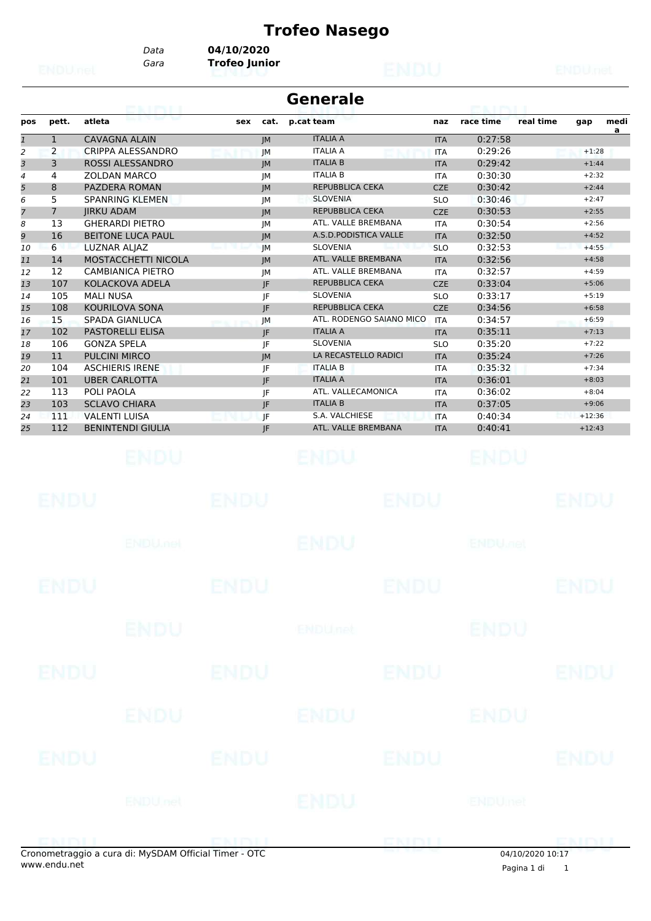# Trofeo Nasego

*Data* **04/10/2020**
*Gara* **Trofeo Junior**

## Generale

| pos | pett. | atleta | sex | cat. | p.cat team | naz | race time | real time | gap | medi a |
|---|---|---|---|---|---|---|---|---|---|---|
| 1 | 1 | CAVAGNA ALAIN | | JM | ITALIA A | ITA | 0:27:58 | | | |
| 2 | 2 | CRIPPA ALESSANDRO | | JM | ITALIA A | ITA | 0:29:26 | | +1:28 | |
| 3 | 3 | ROSSI ALESSANDRO | | JM | ITALIA B | ITA | 0:29:42 | | +1:44 | |
| 4 | 4 | ZOLDAN MARCO | | JM | ITALIA B | ITA | 0:30:30 | | +2:32 | |
| 5 | 8 | PAZDERA ROMAN | | JM | REPUBBLICA CEKA | CZE | 0:30:42 | | +2:44 | |
| 6 | 5 | SPANRING KLEMEN | | JM | SLOVENIA | SLO | 0:30:46 | | +2:47 | |
| 7 | 7 | JIRKU ADAM | | JM | REPUBBLICA CEKA | CZE | 0:30:53 | | +2:55 | |
| 8 | 13 | GHERARDI PIETRO | | JM | ATL. VALLE BREMBANA | ITA | 0:30:54 | | +2:56 | |
| 9 | 16 | BEITONE LUCA PAUL | | JM | A.S.D.PODISTICA VALLE | ITA | 0:32:50 | | +4:52 | |
| 10 | 6 | LUZNAR ALJAZ | | JM | SLOVENIA | SLO | 0:32:53 | | +4:55 | |
| 11 | 14 | MOSTACCHETTI NICOLA | | JM | ATL. VALLE BREMBANA | ITA | 0:32:56 | | +4:58 | |
| 12 | 12 | CAMBIANICA PIETRO | | JM | ATL. VALLE BREMBANA | ITA | 0:32:57 | | +4:59 | |
| 13 | 107 | KOLACKOVA ADELA | | JF | REPUBBLICA CEKA | CZE | 0:33:04 | | +5:06 | |
| 14 | 105 | MALI NUSA | | JF | SLOVENIA | SLO | 0:33:17 | | +5:19 | |
| 15 | 108 | KOURILOVA SONA | | JF | REPUBBLICA CEKA | CZE | 0:34:56 | | +6:58 | |
| 16 | 15 | SPADA GIANLUCA | | JM | ATL. RODENGO SAIANO MICO | ITA | 0:34:57 | | +6:59 | |
| 17 | 102 | PASTORELLI ELISA | | JF | ITALIA A | ITA | 0:35:11 | | +7:13 | |
| 18 | 106 | GONZA SPELA | | JF | SLOVENIA | SLO | 0:35:20 | | +7:22 | |
| 19 | 11 | PULCINI MIRCO | | JM | LA RECASTELLO RADICI | ITA | 0:35:24 | | +7:26 | |
| 20 | 104 | ASCHIERIS IRENE | | JF | ITALIA B | ITA | 0:35:32 | | +7:34 | |
| 21 | 101 | UBER CARLOTTA | | JF | ITALIA A | ITA | 0:36:01 | | +8:03 | |
| 22 | 113 | POLI PAOLA | | JF | ATL. VALLECAMONICA | ITA | 0:36:02 | | +8:04 | |
| 23 | 103 | SCLAVO CHIARA | | JF | ITALIA B | ITA | 0:37:05 | | +9:06 | |
| 24 | 111 | VALENTI LUISA | | JF | S.A. VALCHIESE | ITA | 0:40:34 | | +12:36 | |
| 25 | 112 | BENINTENDI GIULIA | | JF | ATL. VALLE BREMBANA | ITA | 0:40:41 | | +12:43 | |

Cronometraggio a cura di: MySDAM Official Timer - OTC
www.endu.net

04/10/2020 10:17